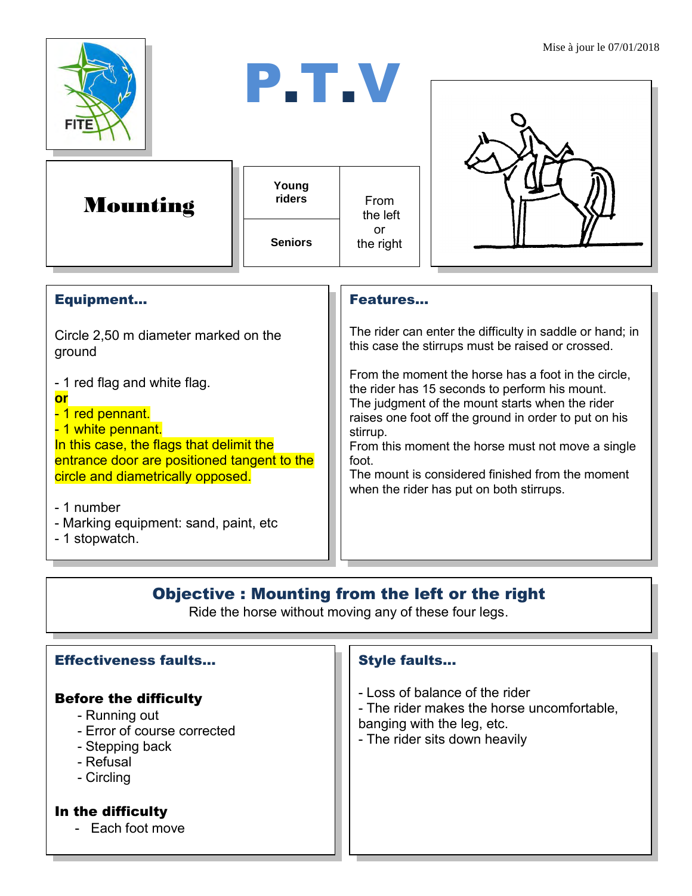Mise à jour le 07/01/2018

# P.T.V

## Mounting

| Young riders | From the left or the right |
| --- | --- |
| Seniors | |

### Equipment…

Circle 2,50 m diameter marked on the ground

- 1 red flag and white flag.

**or**

- 1 red pennant.
- 1 white pennant.

In this case, the flags that delimit the entrance door are positioned tangent to the circle and diametrically opposed.

- 1 number
- Marking equipment: sand, paint, etc
- 1 stopwatch.

### Features…

The rider can enter the difficulty in saddle or hand; in this case the stirrups must be raised or crossed.

From the moment the horse has a foot in the circle, the rider has 15 seconds to perform his mount.
The judgment of the mount starts when the rider raises one foot off the ground in order to put on his stirrup.
From this moment the horse must not move a single foot.
The mount is considered finished from the moment when the rider has put on both stirrups.

### Objective : Mounting from the left or the right

Ride the horse without moving any of these four legs.

### Effectiveness faults…

**Before the difficulty**

- Running out
- Error of course corrected
- Stepping back
- Refusal
- Circling

**In the difficulty**

- Each foot move

### Style faults…

- Loss of balance of the rider
- The rider makes the horse uncomfortable, banging with the leg, etc.
- The rider sits down heavily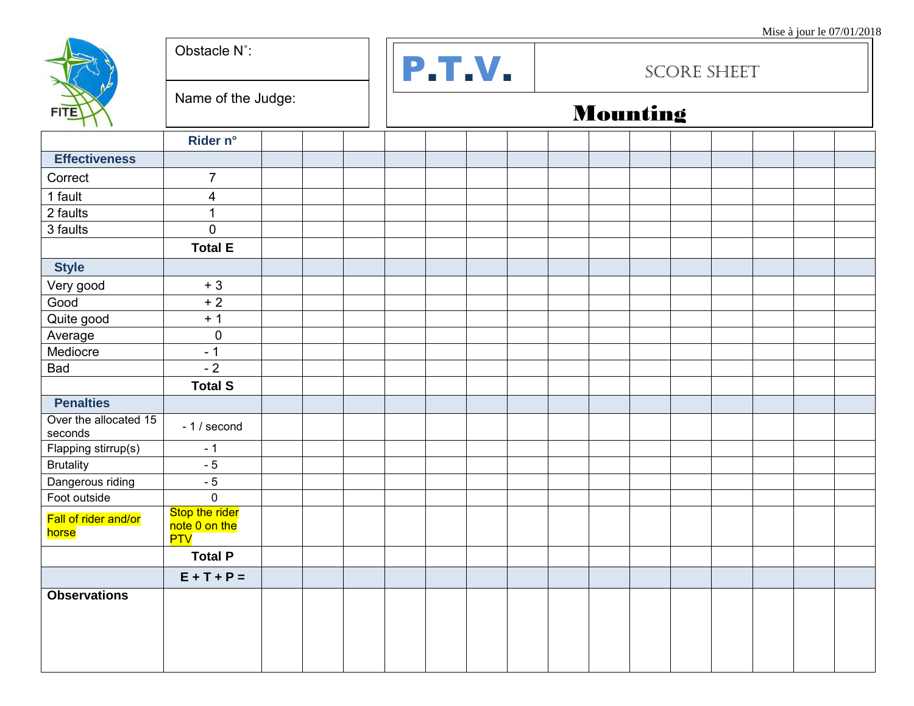Mise à jour le 07/01/2018

FITE

| Obstacle N°: |
|---|
| Name of the Judge: |

# P.T.V. SCORE SHEET

## Mounting

| | Rider n° | | | | | | | | | | | | | | | |
|---|---|---|---|---|---|---|---|---|---|---|---|---|---|---|---|---|
| **Effectiveness** | | | | | | | | | | | | | | | | |
| Correct | 7 | | | | | | | | | | | | | | | |
| 1 fault | 4 | | | | | | | | | | | | | | | |
| 2 faults | 1 | | | | | | | | | | | | | | | |
| 3 faults | 0 | | | | | | | | | | | | | | | |
| | **Total E** | | | | | | | | | | | | | | | |
| **Style** | | | | | | | | | | | | | | | | |
| Very good | + 3 | | | | | | | | | | | | | | | |
| Good | + 2 | | | | | | | | | | | | | | | |
| Quite good | + 1 | | | | | | | | | | | | | | | |
| Average | 0 | | | | | | | | | | | | | | | |
| Mediocre | - 1 | | | | | | | | | | | | | | | |
| Bad | - 2 | | | | | | | | | | | | | | | |
| | **Total S** | | | | | | | | | | | | | | | |
| **Penalties** | | | | | | | | | | | | | | | | |
| Over the allocated 15 seconds | - 1 / second | | | | | | | | | | | | | | | |
| Flapping stirrup(s) | - 1 | | | | | | | | | | | | | | | |
| Brutality | - 5 | | | | | | | | | | | | | | | |
| Dangerous riding | - 5 | | | | | | | | | | | | | | | |
| Foot outside | 0 | | | | | | | | | | | | | | | |
| Fall of rider and/or horse | Stop the rider note 0 on the PTV | | | | | | | | | | | | | | | |
| | **Total P** | | | | | | | | | | | | | | | |
| | **E + T + P =** | | | | | | | | | | | | | | | |
| **Observations** | | | | | | | | | | | | | | | | |